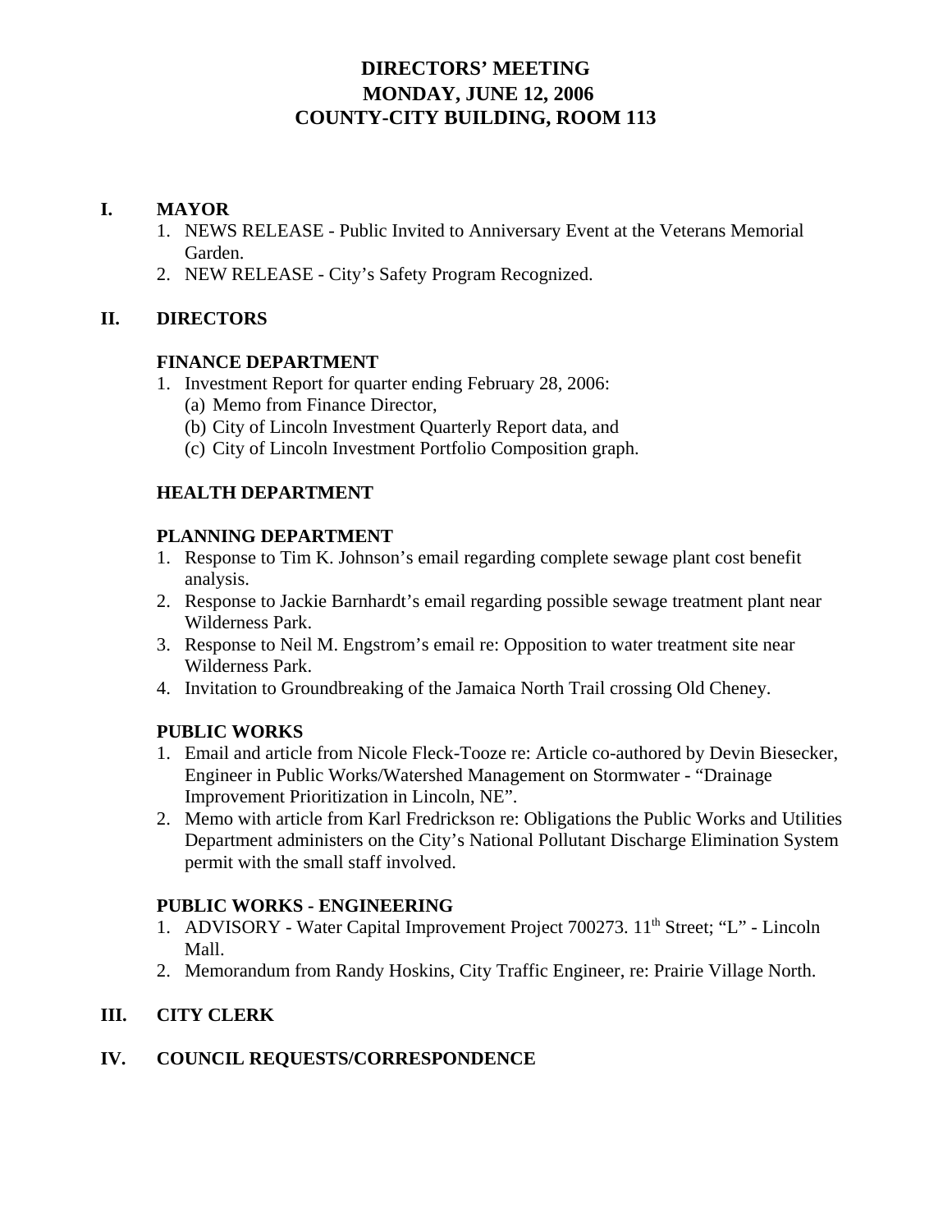# DIRECTORS' MEETING
# MONDAY, JUNE 12, 2006
# COUNTY-CITY BUILDING, ROOM 113

## I. MAYOR

1. NEWS RELEASE - Public Invited to Anniversary Event at the Veterans Memorial Garden.
2. NEW RELEASE - City's Safety Program Recognized.

## II. DIRECTORS

### FINANCE DEPARTMENT

1. Investment Report for quarter ending February 28, 2006:
   (a) Memo from Finance Director,
   (b) City of Lincoln Investment Quarterly Report data, and
   (c) City of Lincoln Investment Portfolio Composition graph.

### HEALTH DEPARTMENT

### PLANNING DEPARTMENT

1. Response to Tim K. Johnson's email regarding complete sewage plant cost benefit analysis.
2. Response to Jackie Barnhardt's email regarding possible sewage treatment plant near Wilderness Park.
3. Response to Neil M. Engstrom's email re: Opposition to water treatment site near Wilderness Park.
4. Invitation to Groundbreaking of the Jamaica North Trail crossing Old Cheney.

### PUBLIC WORKS

1. Email and article from Nicole Fleck-Tooze re: Article co-authored by Devin Biesecker, Engineer in Public Works/Watershed Management on Stormwater - "Drainage Improvement Prioritization in Lincoln, NE".
2. Memo with article from Karl Fredrickson re: Obligations the Public Works and Utilities Department administers on the City's National Pollutant Discharge Elimination System permit with the small staff involved.

### PUBLIC WORKS - ENGINEERING

1. ADVISORY - Water Capital Improvement Project 700273. 11th Street; "L" - Lincoln Mall.
2. Memorandum from Randy Hoskins, City Traffic Engineer, re: Prairie Village North.

## III. CITY CLERK

## IV. COUNCIL REQUESTS/CORRESPONDENCE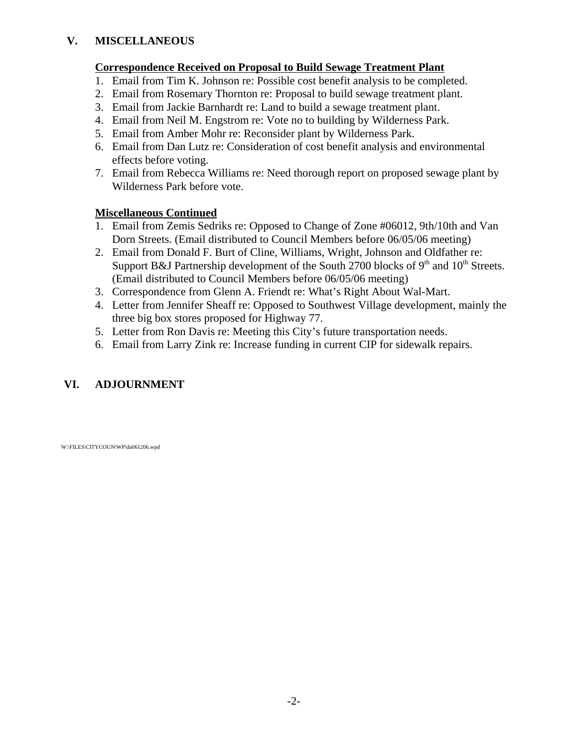## V. MISCELLANEOUS

**Correspondence Received on Proposal to Build Sewage Treatment Plant**

1. Email from Tim K. Johnson re: Possible cost benefit analysis to be completed.
2. Email from Rosemary Thornton re: Proposal to build sewage treatment plant.
3. Email from Jackie Barnhardt re: Land to build a sewage treatment plant.
4. Email from Neil M. Engstrom re: Vote no to building by Wilderness Park.
5. Email from Amber Mohr re: Reconsider plant by Wilderness Park.
6. Email from Dan Lutz re: Consideration of cost benefit analysis and environmental effects before voting.
7. Email from Rebecca Williams re: Need thorough report on proposed sewage plant by Wilderness Park before vote.

**Miscellaneous Continued**

1. Email from Zemis Sedriks re: Opposed to Change of Zone #06012, 9th/10th and Van Dorn Streets. (Email distributed to Council Members before 06/05/06 meeting)
2. Email from Donald F. Burt of Cline, Williams, Wright, Johnson and Oldfather re: Support B&J Partnership development of the South 2700 blocks of 9th and 10th Streets. (Email distributed to Council Members before 06/05/06 meeting)
3. Correspondence from Glenn A. Friendt re: What's Right About Wal-Mart.
4. Letter from Jennifer Sheaff re: Opposed to Southwest Village development, mainly the three big box stores proposed for Highway 77.
5. Letter from Ron Davis re: Meeting this City's future transportation needs.
6. Email from Larry Zink re: Increase funding in current CIP for sidewalk repairs.

## VI. ADJOURNMENT

W:\FILES\CITYCOUN\WP\da061206.wpd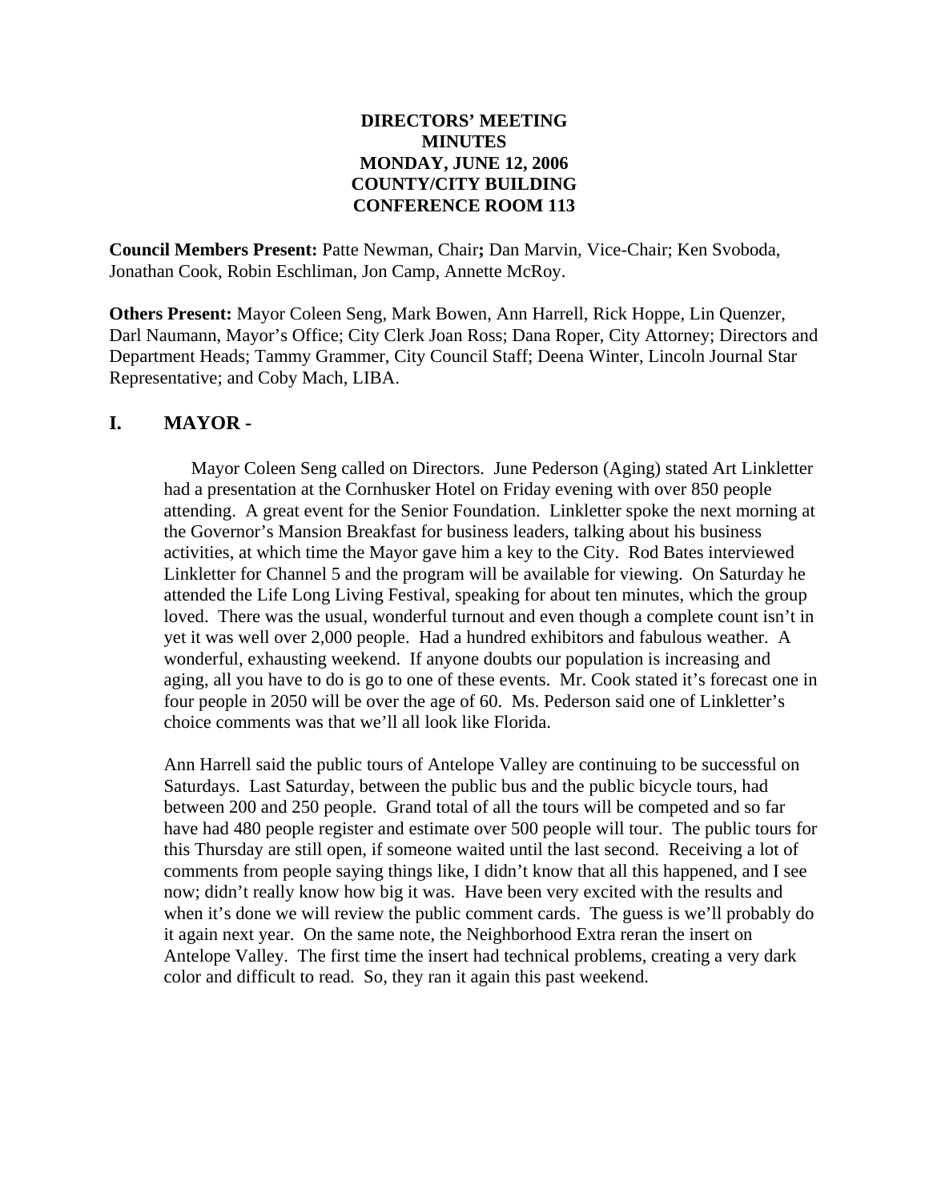**DIRECTORS' MEETING**
**MINUTES**
**MONDAY, JUNE 12, 2006**
**COUNTY/CITY BUILDING**
**CONFERENCE ROOM 113**

**Council Members Present:** Patte Newman, Chair**;** Dan Marvin, Vice-Chair; Ken Svoboda, Jonathan Cook, Robin Eschliman, Jon Camp, Annette McRoy.

**Others Present:** Mayor Coleen Seng, Mark Bowen, Ann Harrell, Rick Hoppe, Lin Quenzer, Darl Naumann, Mayor's Office; City Clerk Joan Ross; Dana Roper, City Attorney; Directors and Department Heads; Tammy Grammer, City Council Staff; Deena Winter, Lincoln Journal Star Representative; and Coby Mach, LIBA.

## I. MAYOR -

Mayor Coleen Seng called on Directors. June Pederson (Aging) stated Art Linkletter had a presentation at the Cornhusker Hotel on Friday evening with over 850 people attending. A great event for the Senior Foundation. Linkletter spoke the next morning at the Governor's Mansion Breakfast for business leaders, talking about his business activities, at which time the Mayor gave him a key to the City. Rod Bates interviewed Linkletter for Channel 5 and the program will be available for viewing. On Saturday he attended the Life Long Living Festival, speaking for about ten minutes, which the group loved. There was the usual, wonderful turnout and even though a complete count isn't in yet it was well over 2,000 people. Had a hundred exhibitors and fabulous weather. A wonderful, exhausting weekend. If anyone doubts our population is increasing and aging, all you have to do is go to one of these events. Mr. Cook stated it's forecast one in four people in 2050 will be over the age of 60. Ms. Pederson said one of Linkletter's choice comments was that we'll all look like Florida.

Ann Harrell said the public tours of Antelope Valley are continuing to be successful on Saturdays. Last Saturday, between the public bus and the public bicycle tours, had between 200 and 250 people. Grand total of all the tours will be competed and so far have had 480 people register and estimate over 500 people will tour. The public tours for this Thursday are still open, if someone waited until the last second. Receiving a lot of comments from people saying things like, I didn't know that all this happened, and I see now; didn't really know how big it was. Have been very excited with the results and when it's done we will review the public comment cards. The guess is we'll probably do it again next year. On the same note, the Neighborhood Extra reran the insert on Antelope Valley. The first time the insert had technical problems, creating a very dark color and difficult to read. So, they ran it again this past weekend.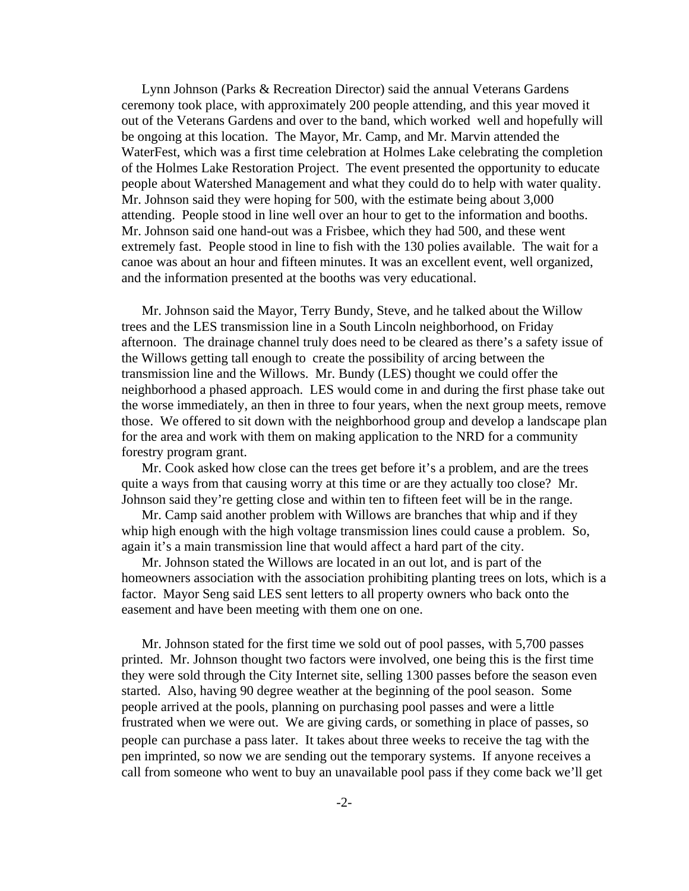Lynn Johnson (Parks & Recreation Director) said the annual Veterans Gardens ceremony took place, with approximately 200 people attending, and this year moved it out of the Veterans Gardens and over to the band, which worked well and hopefully will be ongoing at this location. The Mayor, Mr. Camp, and Mr. Marvin attended the WaterFest, which was a first time celebration at Holmes Lake celebrating the completion of the Holmes Lake Restoration Project. The event presented the opportunity to educate people about Watershed Management and what they could do to help with water quality. Mr. Johnson said they were hoping for 500, with the estimate being about 3,000 attending. People stood in line well over an hour to get to the information and booths. Mr. Johnson said one hand-out was a Frisbee, which they had 500, and these went extremely fast. People stood in line to fish with the 130 polies available. The wait for a canoe was about an hour and fifteen minutes. It was an excellent event, well organized, and the information presented at the booths was very educational.

Mr. Johnson said the Mayor, Terry Bundy, Steve, and he talked about the Willow trees and the LES transmission line in a South Lincoln neighborhood, on Friday afternoon. The drainage channel truly does need to be cleared as there's a safety issue of the Willows getting tall enough to create the possibility of arcing between the transmission line and the Willows. Mr. Bundy (LES) thought we could offer the neighborhood a phased approach. LES would come in and during the first phase take out the worse immediately, an then in three to four years, when the next group meets, remove those. We offered to sit down with the neighborhood group and develop a landscape plan for the area and work with them on making application to the NRD for a community forestry program grant.

Mr. Cook asked how close can the trees get before it's a problem, and are the trees quite a ways from that causing worry at this time or are they actually too close? Mr. Johnson said they're getting close and within ten to fifteen feet will be in the range.

Mr. Camp said another problem with Willows are branches that whip and if they whip high enough with the high voltage transmission lines could cause a problem. So, again it's a main transmission line that would affect a hard part of the city.

Mr. Johnson stated the Willows are located in an out lot, and is part of the homeowners association with the association prohibiting planting trees on lots, which is a factor. Mayor Seng said LES sent letters to all property owners who back onto the easement and have been meeting with them one on one.

Mr. Johnson stated for the first time we sold out of pool passes, with 5,700 passes printed. Mr. Johnson thought two factors were involved, one being this is the first time they were sold through the City Internet site, selling 1300 passes before the season even started. Also, having 90 degree weather at the beginning of the pool season. Some people arrived at the pools, planning on purchasing pool passes and were a little frustrated when we were out. We are giving cards, or something in place of passes, so people can purchase a pass later. It takes about three weeks to receive the tag with the pen imprinted, so now we are sending out the temporary systems. If anyone receives a call from someone who went to buy an unavailable pool pass if they come back we'll get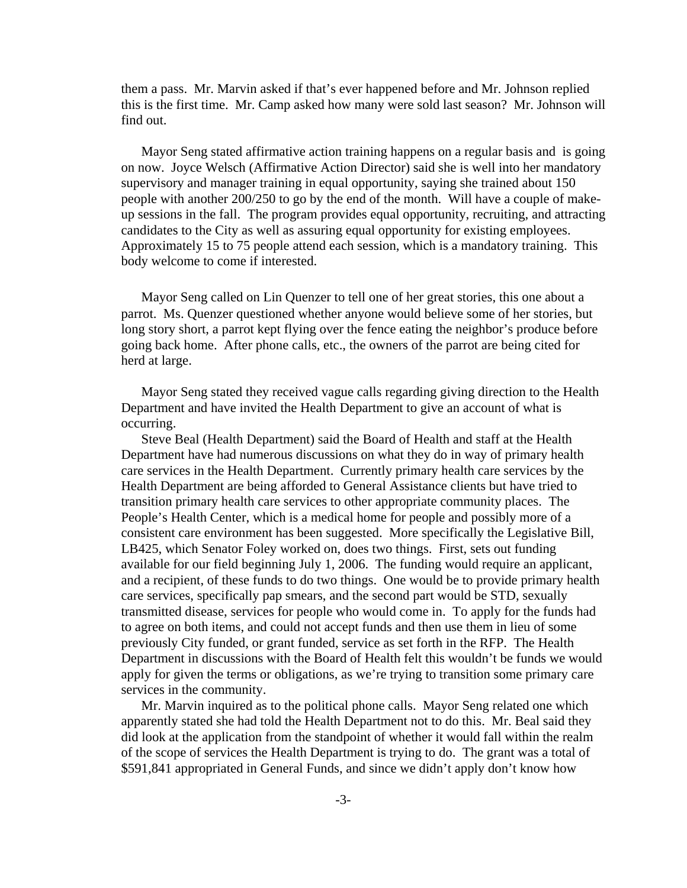them a pass. Mr. Marvin asked if that's ever happened before and Mr. Johnson replied this is the first time. Mr. Camp asked how many were sold last season? Mr. Johnson will find out.

Mayor Seng stated affirmative action training happens on a regular basis and is going on now. Joyce Welsch (Affirmative Action Director) said she is well into her mandatory supervisory and manager training in equal opportunity, saying she trained about 150 people with another 200/250 to go by the end of the month. Will have a couple of make-up sessions in the fall. The program provides equal opportunity, recruiting, and attracting candidates to the City as well as assuring equal opportunity for existing employees. Approximately 15 to 75 people attend each session, which is a mandatory training. This body welcome to come if interested.

Mayor Seng called on Lin Quenzer to tell one of her great stories, this one about a parrot. Ms. Quenzer questioned whether anyone would believe some of her stories, but long story short, a parrot kept flying over the fence eating the neighbor's produce before going back home. After phone calls, etc., the owners of the parrot are being cited for herd at large.

Mayor Seng stated they received vague calls regarding giving direction to the Health Department and have invited the Health Department to give an account of what is occurring.

Steve Beal (Health Department) said the Board of Health and staff at the Health Department have had numerous discussions on what they do in way of primary health care services in the Health Department. Currently primary health care services by the Health Department are being afforded to General Assistance clients but have tried to transition primary health care services to other appropriate community places. The People's Health Center, which is a medical home for people and possibly more of a consistent care environment has been suggested. More specifically the Legislative Bill, LB425, which Senator Foley worked on, does two things. First, sets out funding available for our field beginning July 1, 2006. The funding would require an applicant, and a recipient, of these funds to do two things. One would be to provide primary health care services, specifically pap smears, and the second part would be STD, sexually transmitted disease, services for people who would come in. To apply for the funds had to agree on both items, and could not accept funds and then use them in lieu of some previously City funded, or grant funded, service as set forth in the RFP. The Health Department in discussions with the Board of Health felt this wouldn't be funds we would apply for given the terms or obligations, as we're trying to transition some primary care services in the community.

Mr. Marvin inquired as to the political phone calls. Mayor Seng related one which apparently stated she had told the Health Department not to do this. Mr. Beal said they did look at the application from the standpoint of whether it would fall within the realm of the scope of services the Health Department is trying to do. The grant was a total of $591,841 appropriated in General Funds, and since we didn't apply don't know how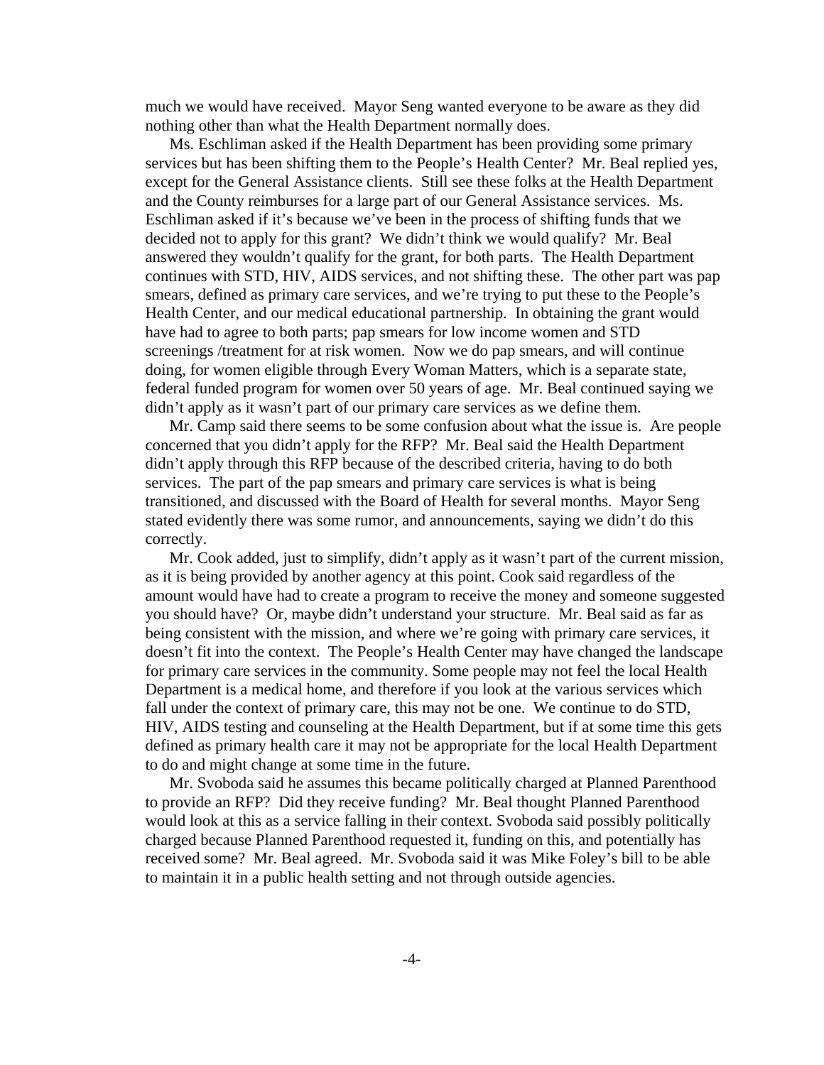much we would have received. Mayor Seng wanted everyone to be aware as they did nothing other than what the Health Department normally does.

Ms. Eschliman asked if the Health Department has been providing some primary services but has been shifting them to the People's Health Center? Mr. Beal replied yes, except for the General Assistance clients. Still see these folks at the Health Department and the County reimburses for a large part of our General Assistance services. Ms. Eschliman asked if it's because we've been in the process of shifting funds that we decided not to apply for this grant? We didn't think we would qualify? Mr. Beal answered they wouldn't qualify for the grant, for both parts. The Health Department continues with STD, HIV, AIDS services, and not shifting these. The other part was pap smears, defined as primary care services, and we're trying to put these to the People's Health Center, and our medical educational partnership. In obtaining the grant would have had to agree to both parts; pap smears for low income women and STD screenings /treatment for at risk women. Now we do pap smears, and will continue doing, for women eligible through Every Woman Matters, which is a separate state, federal funded program for women over 50 years of age. Mr. Beal continued saying we didn't apply as it wasn't part of our primary care services as we define them.

Mr. Camp said there seems to be some confusion about what the issue is. Are people concerned that you didn't apply for the RFP? Mr. Beal said the Health Department didn't apply through this RFP because of the described criteria, having to do both services. The part of the pap smears and primary care services is what is being transitioned, and discussed with the Board of Health for several months. Mayor Seng stated evidently there was some rumor, and announcements, saying we didn't do this correctly.

Mr. Cook added, just to simplify, didn't apply as it wasn't part of the current mission, as it is being provided by another agency at this point. Cook said regardless of the amount would have had to create a program to receive the money and someone suggested you should have? Or, maybe didn't understand your structure. Mr. Beal said as far as being consistent with the mission, and where we're going with primary care services, it doesn't fit into the context. The People's Health Center may have changed the landscape for primary care services in the community. Some people may not feel the local Health Department is a medical home, and therefore if you look at the various services which fall under the context of primary care, this may not be one. We continue to do STD, HIV, AIDS testing and counseling at the Health Department, but if at some time this gets defined as primary health care it may not be appropriate for the local Health Department to do and might change at some time in the future.

Mr. Svoboda said he assumes this became politically charged at Planned Parenthood to provide an RFP? Did they receive funding? Mr. Beal thought Planned Parenthood would look at this as a service falling in their context. Svoboda said possibly politically charged because Planned Parenthood requested it, funding on this, and potentially has received some? Mr. Beal agreed. Mr. Svoboda said it was Mike Foley's bill to be able to maintain it in a public health setting and not through outside agencies.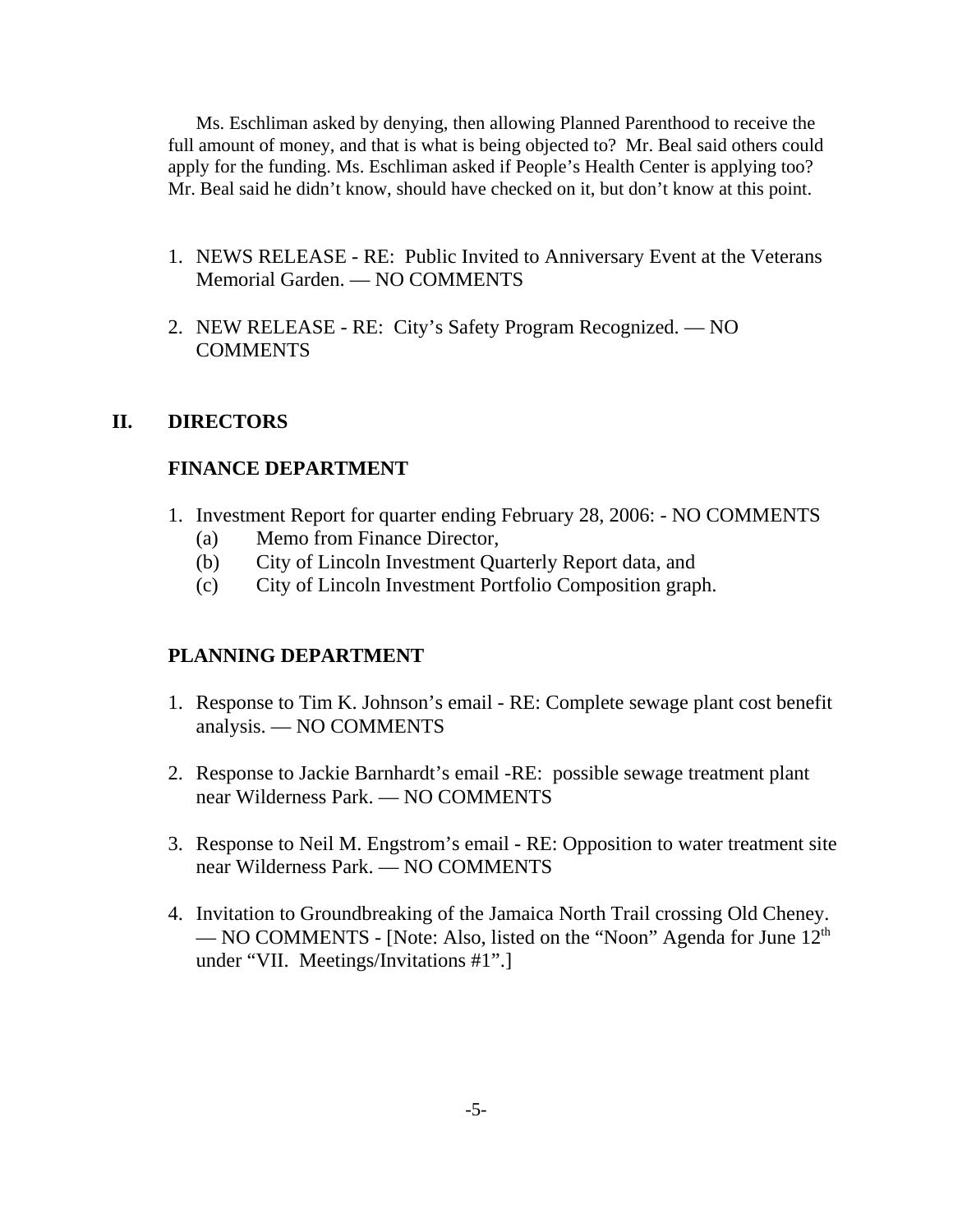Ms. Eschliman asked by denying, then allowing Planned Parenthood to receive the full amount of money, and that is what is being objected to? Mr. Beal said others could apply for the funding. Ms. Eschliman asked if People's Health Center is applying too? Mr. Beal said he didn't know, should have checked on it, but don't know at this point.

1. NEWS RELEASE - RE: Public Invited to Anniversary Event at the Veterans Memorial Garden. — NO COMMENTS

2. NEW RELEASE - RE: City's Safety Program Recognized. — NO COMMENTS

## II. DIRECTORS

### FINANCE DEPARTMENT

1. Investment Report for quarter ending February 28, 2006: - NO COMMENTS
   - (a) Memo from Finance Director,
   - (b) City of Lincoln Investment Quarterly Report data, and
   - (c) City of Lincoln Investment Portfolio Composition graph.

### PLANNING DEPARTMENT

1. Response to Tim K. Johnson's email - RE: Complete sewage plant cost benefit analysis. — NO COMMENTS

2. Response to Jackie Barnhardt's email -RE: possible sewage treatment plant near Wilderness Park. — NO COMMENTS

3. Response to Neil M. Engstrom's email - RE: Opposition to water treatment site near Wilderness Park. — NO COMMENTS

4. Invitation to Groundbreaking of the Jamaica North Trail crossing Old Cheney. — NO COMMENTS - [Note: Also, listed on the "Noon" Agenda for June 12th under "VII. Meetings/Invitations #1".]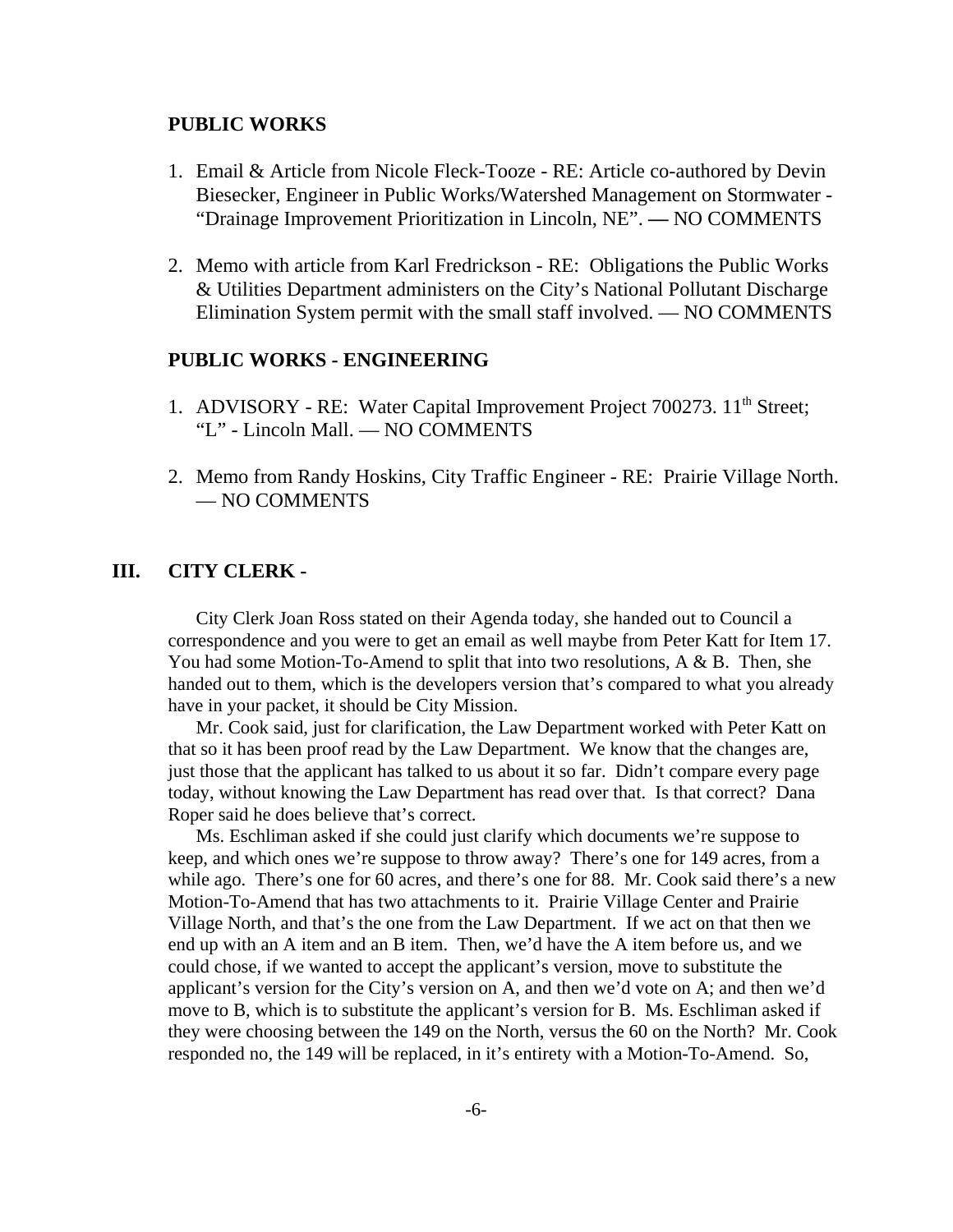### PUBLIC WORKS

1. Email & Article from Nicole Fleck-Tooze - RE: Article co-authored by Devin Biesecker, Engineer in Public Works/Watershed Management on Stormwater - "Drainage Improvement Prioritization in Lincoln, NE". — NO COMMENTS

2. Memo with article from Karl Fredrickson - RE: Obligations the Public Works & Utilities Department administers on the City's National Pollutant Discharge Elimination System permit with the small staff involved. — NO COMMENTS

### PUBLIC WORKS - ENGINEERING

1. ADVISORY - RE: Water Capital Improvement Project 700273. 11th Street; "L" - Lincoln Mall. — NO COMMENTS

2. Memo from Randy Hoskins, City Traffic Engineer - RE: Prairie Village North. — NO COMMENTS

## III. CITY CLERK -

City Clerk Joan Ross stated on their Agenda today, she handed out to Council a correspondence and you were to get an email as well maybe from Peter Katt for Item 17. You had some Motion-To-Amend to split that into two resolutions, A & B. Then, she handed out to them, which is the developers version that's compared to what you already have in your packet, it should be City Mission.

Mr. Cook said, just for clarification, the Law Department worked with Peter Katt on that so it has been proof read by the Law Department. We know that the changes are, just those that the applicant has talked to us about it so far. Didn't compare every page today, without knowing the Law Department has read over that. Is that correct? Dana Roper said he does believe that's correct.

Ms. Eschliman asked if she could just clarify which documents we're suppose to keep, and which ones we're suppose to throw away? There's one for 149 acres, from a while ago. There's one for 60 acres, and there's one for 88. Mr. Cook said there's a new Motion-To-Amend that has two attachments to it. Prairie Village Center and Prairie Village North, and that's the one from the Law Department. If we act on that then we end up with an A item and an B item. Then, we'd have the A item before us, and we could chose, if we wanted to accept the applicant's version, move to substitute the applicant's version for the City's version on A, and then we'd vote on A; and then we'd move to B, which is to substitute the applicant's version for B. Ms. Eschliman asked if they were choosing between the 149 on the North, versus the 60 on the North? Mr. Cook responded no, the 149 will be replaced, in it's entirety with a Motion-To-Amend. So,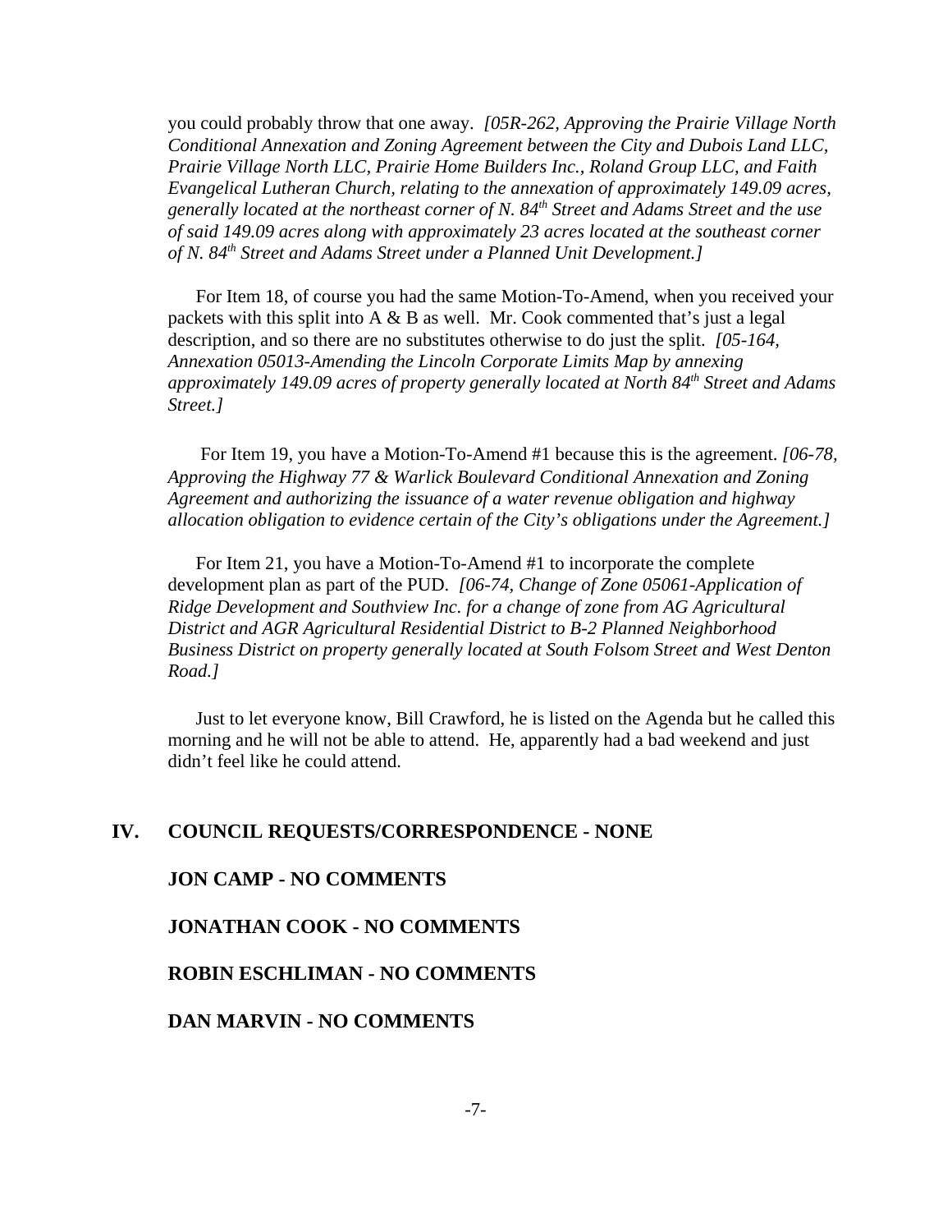you could probably throw that one away. *[05R-262, Approving the Prairie Village North Conditional Annexation and Zoning Agreement between the City and Dubois Land LLC, Prairie Village North LLC, Prairie Home Builders Inc., Roland Group LLC, and Faith Evangelical Lutheran Church, relating to the annexation of approximately 149.09 acres, generally located at the northeast corner of N. 84th Street and Adams Street and the use of said 149.09 acres along with approximately 23 acres located at the southeast corner of N. 84th Street and Adams Street under a Planned Unit Development.]*

For Item 18, of course you had the same Motion-To-Amend, when you received your packets with this split into A & B as well. Mr. Cook commented that's just a legal description, and so there are no substitutes otherwise to do just the split. *[05-164, Annexation 05013-Amending the Lincoln Corporate Limits Map by annexing approximately 149.09 acres of property generally located at North 84th Street and Adams Street.]*

For Item 19, you have a Motion-To-Amend #1 because this is the agreement. *[06-78, Approving the Highway 77 & Warlick Boulevard Conditional Annexation and Zoning Agreement and authorizing the issuance of a water revenue obligation and highway allocation obligation to evidence certain of the City's obligations under the Agreement.]*

For Item 21, you have a Motion-To-Amend #1 to incorporate the complete development plan as part of the PUD. *[06-74, Change of Zone 05061-Application of Ridge Development and Southview Inc. for a change of zone from AG Agricultural District and AGR Agricultural Residential District to B-2 Planned Neighborhood Business District on property generally located at South Folsom Street and West Denton Road.]*

Just to let everyone know, Bill Crawford, he is listed on the Agenda but he called this morning and he will not be able to attend. He, apparently had a bad weekend and just didn't feel like he could attend.

## IV. COUNCIL REQUESTS/CORRESPONDENCE - NONE

**JON CAMP - NO COMMENTS**

**JONATHAN COOK - NO COMMENTS**

**ROBIN ESCHLIMAN - NO COMMENTS**

**DAN MARVIN - NO COMMENTS**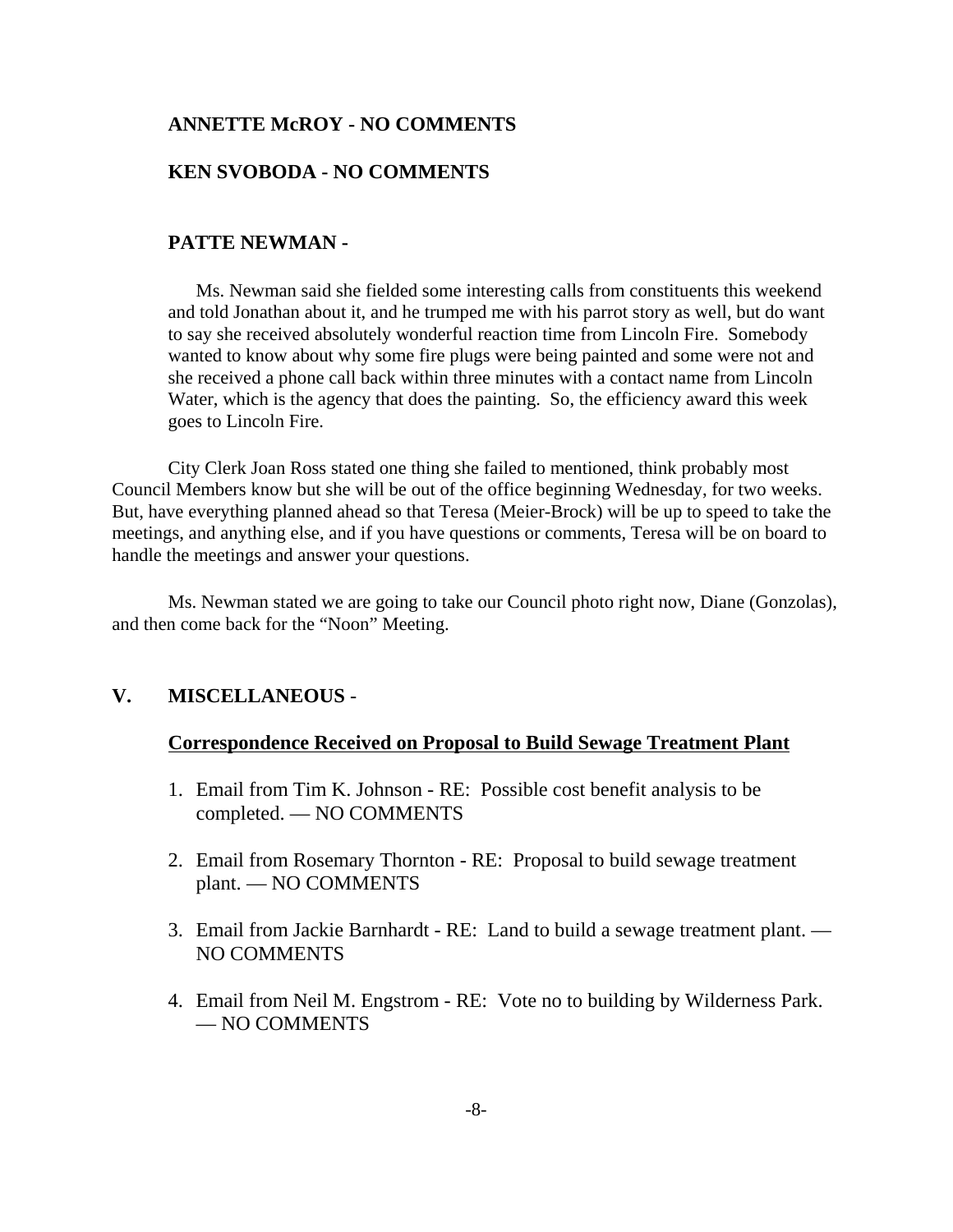**ANNETTE McROY - NO COMMENTS**

**KEN SVOBODA - NO COMMENTS**

**PATTE NEWMAN -**

Ms. Newman said she fielded some interesting calls from constituents this weekend and told Jonathan about it, and he trumped me with his parrot story as well, but do want to say she received absolutely wonderful reaction time from Lincoln Fire. Somebody wanted to know about why some fire plugs were being painted and some were not and she received a phone call back within three minutes with a contact name from Lincoln Water, which is the agency that does the painting. So, the efficiency award this week goes to Lincoln Fire.

City Clerk Joan Ross stated one thing she failed to mentioned, think probably most Council Members know but she will be out of the office beginning Wednesday, for two weeks. But, have everything planned ahead so that Teresa (Meier-Brock) will be up to speed to take the meetings, and anything else, and if you have questions or comments, Teresa will be on board to handle the meetings and answer your questions.

Ms. Newman stated we are going to take our Council photo right now, Diane (Gonzolas), and then come back for the "Noon" Meeting.

## V. MISCELLANEOUS -

**Correspondence Received on Proposal to Build Sewage Treatment Plant**

1. Email from Tim K. Johnson - RE: Possible cost benefit analysis to be completed. — NO COMMENTS
2. Email from Rosemary Thornton - RE: Proposal to build sewage treatment plant. — NO COMMENTS
3. Email from Jackie Barnhardt - RE: Land to build a sewage treatment plant. — NO COMMENTS
4. Email from Neil M. Engstrom - RE: Vote no to building by Wilderness Park. — NO COMMENTS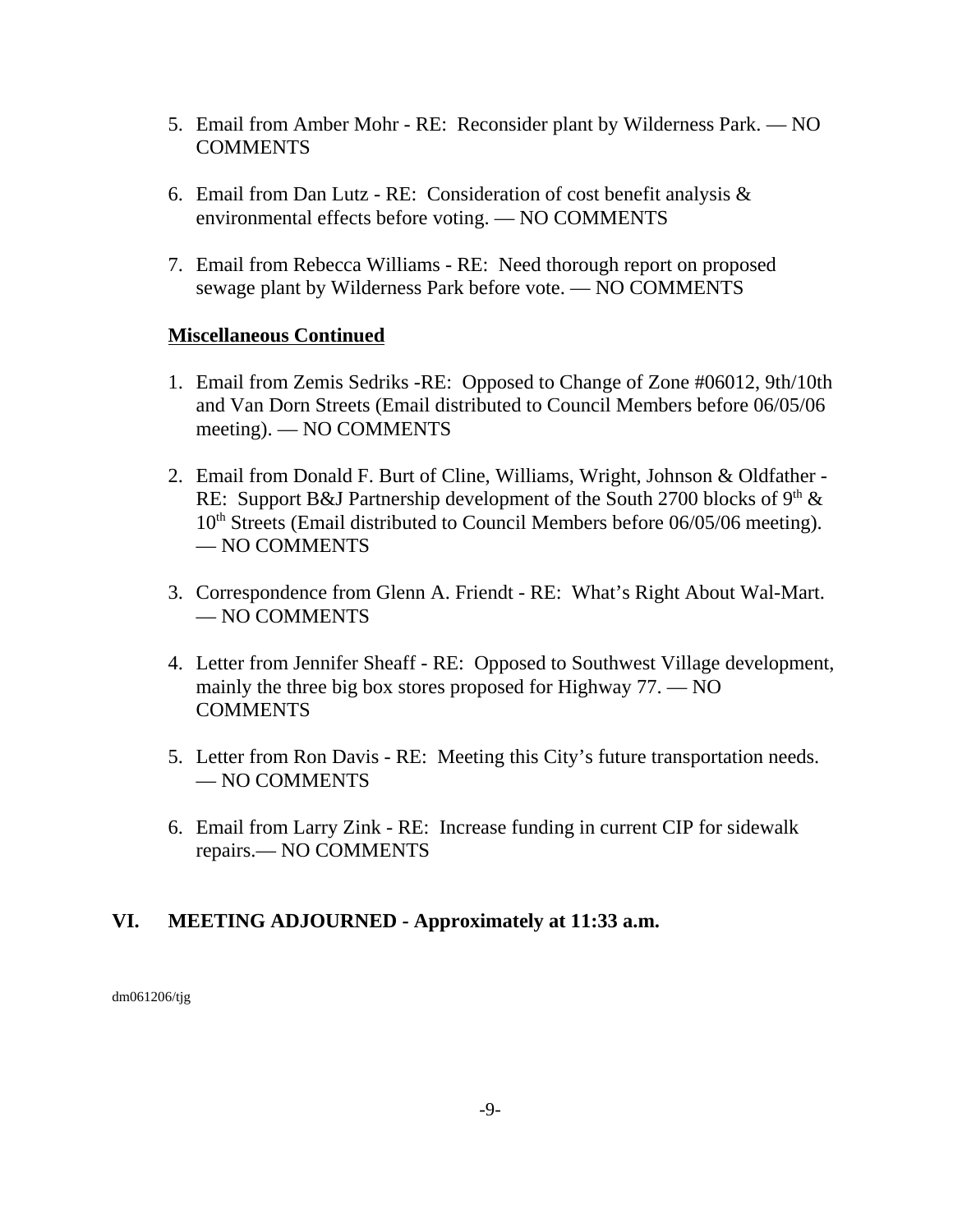5. Email from Amber Mohr - RE: Reconsider plant by Wilderness Park. — NO COMMENTS

6. Email from Dan Lutz - RE: Consideration of cost benefit analysis & environmental effects before voting. — NO COMMENTS

7. Email from Rebecca Williams - RE: Need thorough report on proposed sewage plant by Wilderness Park before vote. — NO COMMENTS

**Miscellaneous Continued**

1. Email from Zemis Sedriks -RE: Opposed to Change of Zone #06012, 9th/10th and Van Dorn Streets (Email distributed to Council Members before 06/05/06 meeting). — NO COMMENTS

2. Email from Donald F. Burt of Cline, Williams, Wright, Johnson & Oldfather - RE: Support B&J Partnership development of the South 2700 blocks of 9th & 10th Streets (Email distributed to Council Members before 06/05/06 meeting). — NO COMMENTS

3. Correspondence from Glenn A. Friendt - RE: What's Right About Wal-Mart. — NO COMMENTS

4. Letter from Jennifer Sheaff - RE: Opposed to Southwest Village development, mainly the three big box stores proposed for Highway 77. — NO COMMENTS

5. Letter from Ron Davis - RE: Meeting this City's future transportation needs. — NO COMMENTS

6. Email from Larry Zink - RE: Increase funding in current CIP for sidewalk repairs.— NO COMMENTS

## VI. MEETING ADJOURNED - Approximately at 11:33 a.m.

dm061206/tjg